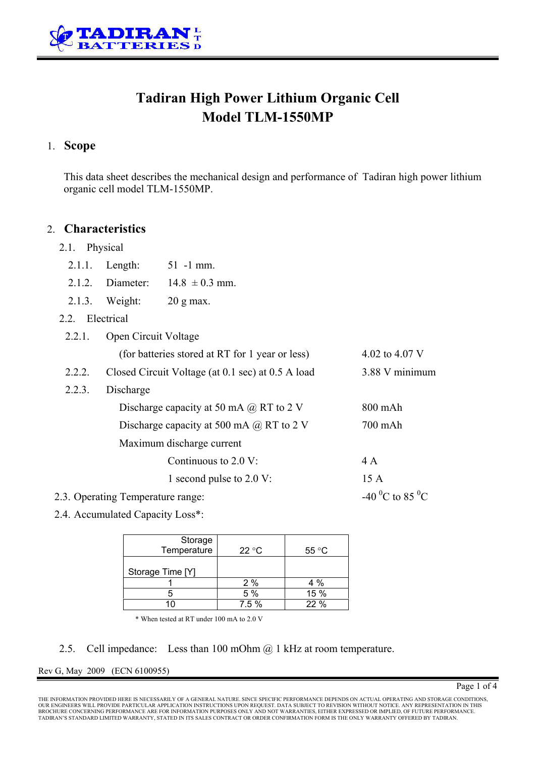# Tadiran High Power Lithium Organic Cell
# Model TLM-1550MP

## 1. Scope

This data sheet describes the mechanical design and performance of Tadiran high power lithium organic cell model TLM-1550MP.

## 2. Characteristics

### 2.1. Physical

- 2.1.1. Length: 51 -1 mm.
- 2.1.2. Diameter: 14.8 $\pm$ 0.3 mm.
- 2.1.3. Weight: 20 g max.

### 2.2. Electrical

2.2.1. Open Circuit Voltage
(for batteries stored at RT for 1 year or less) — 4.02 to 4.07 V

2.2.2. Closed Circuit Voltage (at 0.1 sec) at 0.5 A load — 3.88 V minimum

2.2.3. Discharge

- Discharge capacity at 50 mA @ RT to 2 V — 800 mAh
- Discharge capacity at 500 mA @ RT to 2 V — 700 mAh
- Maximum discharge current
  - Continuous to 2.0 V: 4 A
  - 1 second pulse to 2.0 V: 15 A

2.3. Operating Temperature range: -40 $^0$C to 85 $^0$C

2.4. Accumulated Capacity Loss*:

| Storage Temperature / Storage Time [Y] | 22 °C | 55 °C |
|---|---|---|
| 1 | 2 % | 4 % |
| 5 | 5 % | 15 % |
| 10 | 7.5 % | 22 % |

\* When tested at RT under 100 mA to 2.0 V

2.5. Cell impedance: Less than 100 mOhm @ 1 kHz at room temperature.

Rev G, May 2009 (ECN 6100955)

THE INFORMATION PROVIDED HERE IS NECESSARILY OF A GENERAL NATURE. SINCE SPECIFIC PERFORMANCE DEPENDS ON ACTUAL OPERATING AND STORAGE CONDITIONS, OUR ENGINEERS WILL PROVIDE PARTICULAR APPLICATION INSTRUCTIONS UPON REQUEST. DATA SUBJECT TO REVISION WITHOUT NOTICE. ANY REPRESENTATION IN THIS BROCHURE CONCERNING PERFORMANCE ARE FOR INFORMATION PURPOSES ONLY AND NOT WARRANTIES, EITHER EXPRESSED OR IMPLIED, OF FUTURE PERFORMANCE. TADIRAN'S STANDARD LIMITED WARRANTY, STATED IN ITS SALES CONTRACT OR ORDER CONFIRMATION FORM IS THE ONLY WARRANTY OFFERED BY TADIRAN.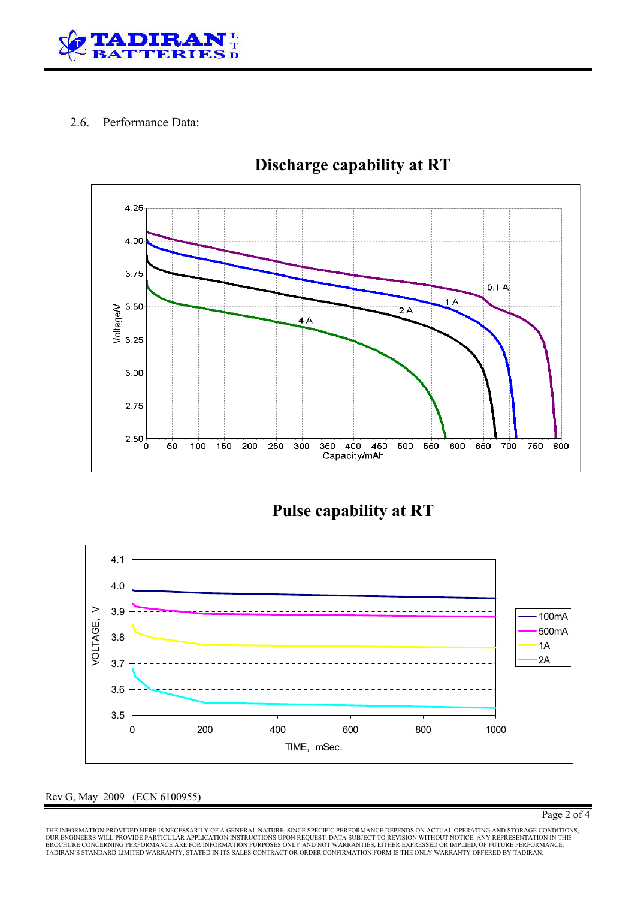2.6. Performance Data:

## Discharge capability at RT

## Pulse capability at RT

Rev G, May 2009 (ECN 6100955)

THE INFORMATION PROVIDED HERE IS NECESSARILY OF A GENERAL NATURE. SINCE SPECIFIC PERFORMANCE DEPENDS ON ACTUAL OPERATING AND STORAGE CONDITIONS, OUR ENGINEERS WILL PROVIDE PARTICULAR APPLICATION INSTRUCTIONS UPON REQUEST. DATA SUBJECT TO REVISION WITHOUT NOTICE. ANY REPRESENTATION IN THIS BROCHURE CONCERNING PERFORMANCE ARE FOR INFORMATION PURPOSES ONLY AND NOT WARRANTIES, EITHER EXPRESSED OR IMPLIED, OF FUTURE PERFORMANCE. TADIRAN'S STANDARD LIMITED WARRANTY, STATED IN ITS SALES CONTRACT OR ORDER CONFIRMATION FORM IS THE ONLY WARRANTY OFFERED BY TADIRAN.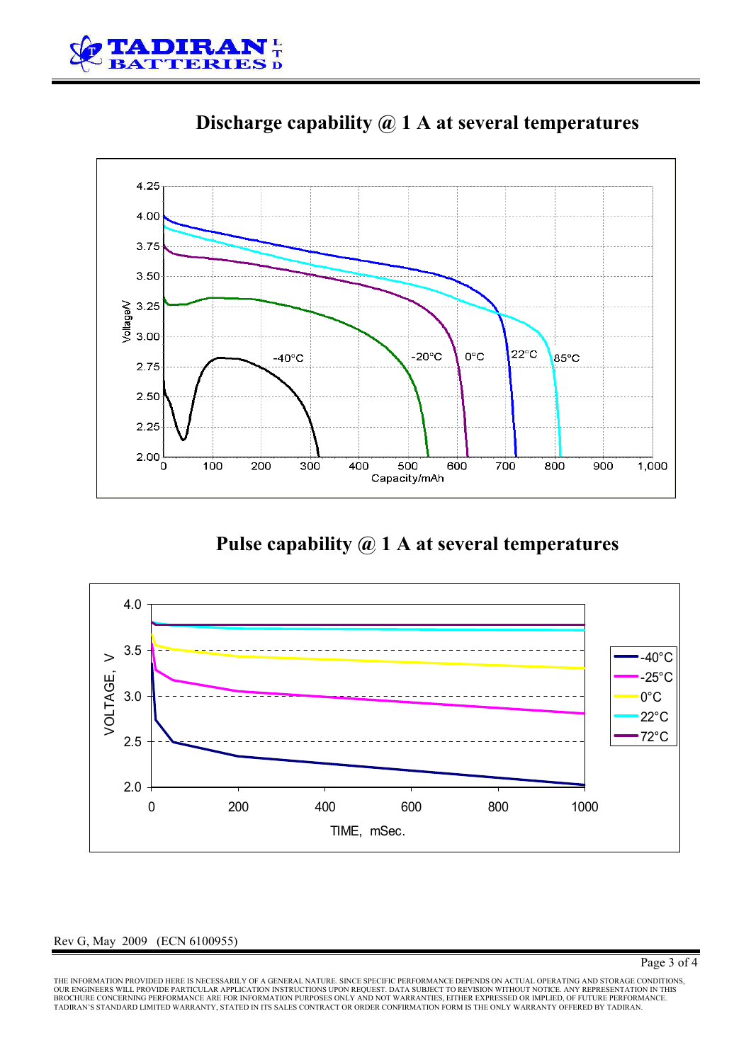## Discharge capability @ 1 A at several temperatures

Voltage/V

4.25
4.00
3.75
3.50
3.25
3.00
2.75
2.50
2.25
2.00

0 100 200 300 400 500 600 700 800 900 1,000

Capacity/mAh

-40°C -20°C 0°C 22°C 85°C

## Pulse capability @ 1 A at several temperatures

VOLTAGE, V

4.0
3.5
3.0
2.5
2.0

0 200 400 600 800 1000

TIME, mSec.

-40°C
-25°C
0°C
22°C
72°C

Rev G, May 2009 (ECN 6100955)

THE INFORMATION PROVIDED HERE IS NECESSARILY OF A GENERAL NATURE. SINCE SPECIFIC PERFORMANCE DEPENDS ON ACTUAL OPERATING AND STORAGE CONDITIONS, OUR ENGINEERS WILL PROVIDE PARTICULAR APPLICATION INSTRUCTIONS UPON REQUEST. DATA SUBJECT TO REVISION WITHOUT NOTICE. ANY REPRESENTATION IN THIS BROCHURE CONCERNING PERFORMANCE ARE FOR INFORMATION PURPOSES ONLY AND NOT WARRANTIES, EITHER EXPRESSED OR IMPLIED, OF FUTURE PERFORMANCE. TADIRAN'S STANDARD LIMITED WARRANTY, STATED IN ITS SALES CONTRACT OR ORDER CONFIRMATION FORM IS THE ONLY WARRANTY OFFERED BY TADIRAN.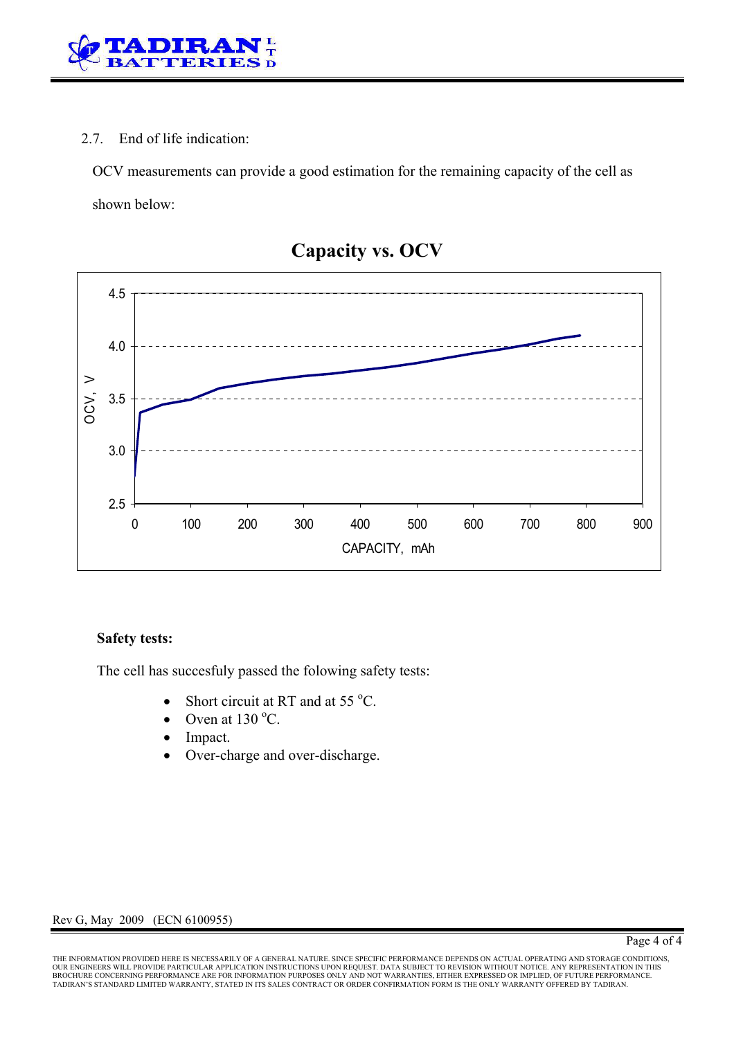2.7. End of life indication:

OCV measurements can provide a good estimation for the remaining capacity of the cell as shown below:

**Capacity vs. OCV**

OCV, V

4.5
4.0
3.5
3.0
2.5

0 100 200 300 400 500 600 700 800 900

CAPACITY, mAh

**Safety tests:**

The cell has succesfuly passed the folowing safety tests:

- Short circuit at RT and at 55 $^{o}$C.
- Oven at 130 $^{o}$C.
- Impact.
- Over-charge and over-discharge.

Rev G, May 2009 (ECN 6100955)

THE INFORMATION PROVIDED HERE IS NECESSARILY OF A GENERAL NATURE. SINCE SPECIFIC PERFORMANCE DEPENDS ON ACTUAL OPERATING AND STORAGE CONDITIONS, OUR ENGINEERS WILL PROVIDE PARTICULAR APPLICATION INSTRUCTIONS UPON REQUEST. DATA SUBJECT TO REVISION WITHOUT NOTICE. ANY REPRESENTATION IN THIS BROCHURE CONCERNING PERFORMANCE ARE FOR INFORMATION PURPOSES ONLY AND NOT WARRANTIES, EITHER EXPRESSED OR IMPLIED, OF FUTURE PERFORMANCE. TADIRAN'S STANDARD LIMITED WARRANTY, STATED IN ITS SALES CONTRACT OR ORDER CONFIRMATION FORM IS THE ONLY WARRANTY OFFERED BY TADIRAN.